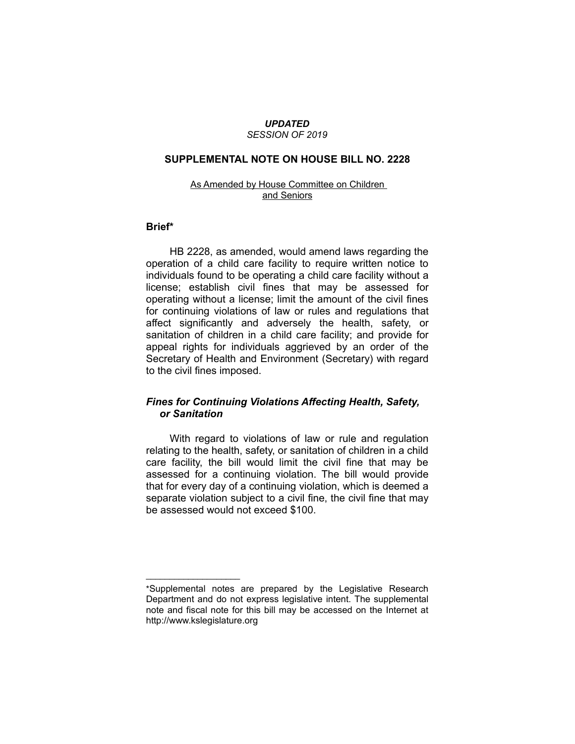***UPDATED***

*SESSION OF 2019*

## SUPPLEMENTAL NOTE ON HOUSE BILL NO. 2228

As Amended by House Committee on Children and Seniors

### Brief*

HB 2228, as amended, would amend laws regarding the operation of a child care facility to require written notice to individuals found to be operating a child care facility without a license; establish civil fines that may be assessed for operating without a license; limit the amount of the civil fines for continuing violations of law or rules and regulations that affect significantly and adversely the health, safety, or sanitation of children in a child care facility; and provide for appeal rights for individuals aggrieved by an order of the Secretary of Health and Environment (Secretary) with regard to the civil fines imposed.

### *Fines for Continuing Violations Affecting Health, Safety, or Sanitation*

With regard to violations of law or rule and regulation relating to the health, safety, or sanitation of children in a child care facility, the bill would limit the civil fine that may be assessed for a continuing violation. The bill would provide that for every day of a continuing violation, which is deemed a separate violation subject to a civil fine, the civil fine that may be assessed would not exceed $100.

---

*Supplemental notes are prepared by the Legislative Research Department and do not express legislative intent. The supplemental note and fiscal note for this bill may be accessed on the Internet at http://www.kslegislature.org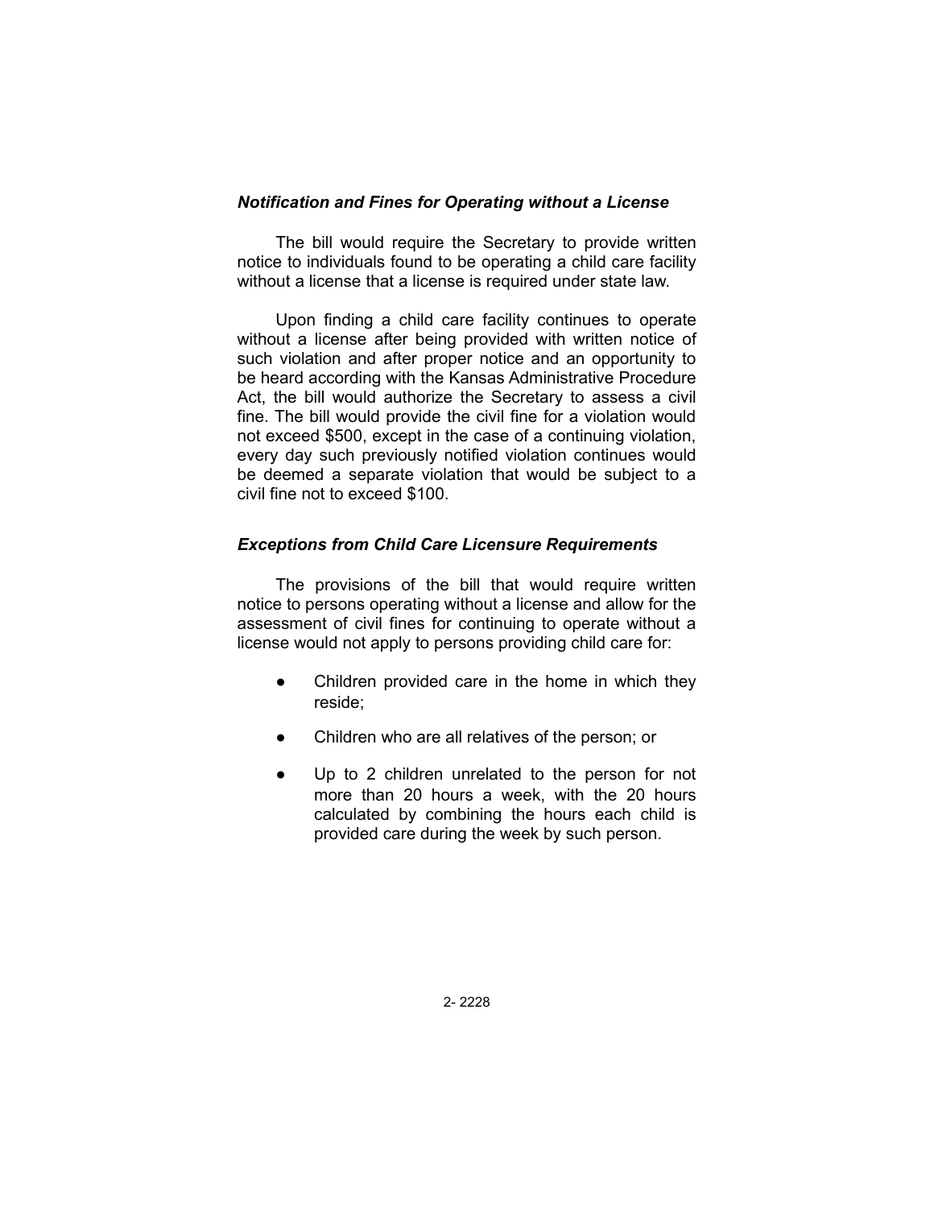### *Notification and Fines for Operating without a License*

The bill would require the Secretary to provide written notice to individuals found to be operating a child care facility without a license that a license is required under state law.

Upon finding a child care facility continues to operate without a license after being provided with written notice of such violation and after proper notice and an opportunity to be heard according with the Kansas Administrative Procedure Act, the bill would authorize the Secretary to assess a civil fine. The bill would provide the civil fine for a violation would not exceed $500, except in the case of a continuing violation, every day such previously notified violation continues would be deemed a separate violation that would be subject to a civil fine not to exceed $100.

### *Exceptions from Child Care Licensure Requirements*

The provisions of the bill that would require written notice to persons operating without a license and allow for the assessment of civil fines for continuing to operate without a license would not apply to persons providing child care for:

- Children provided care in the home in which they reside;
- Children who are all relatives of the person; or
- Up to 2 children unrelated to the person for not more than 20 hours a week, with the 20 hours calculated by combining the hours each child is provided care during the week by such person.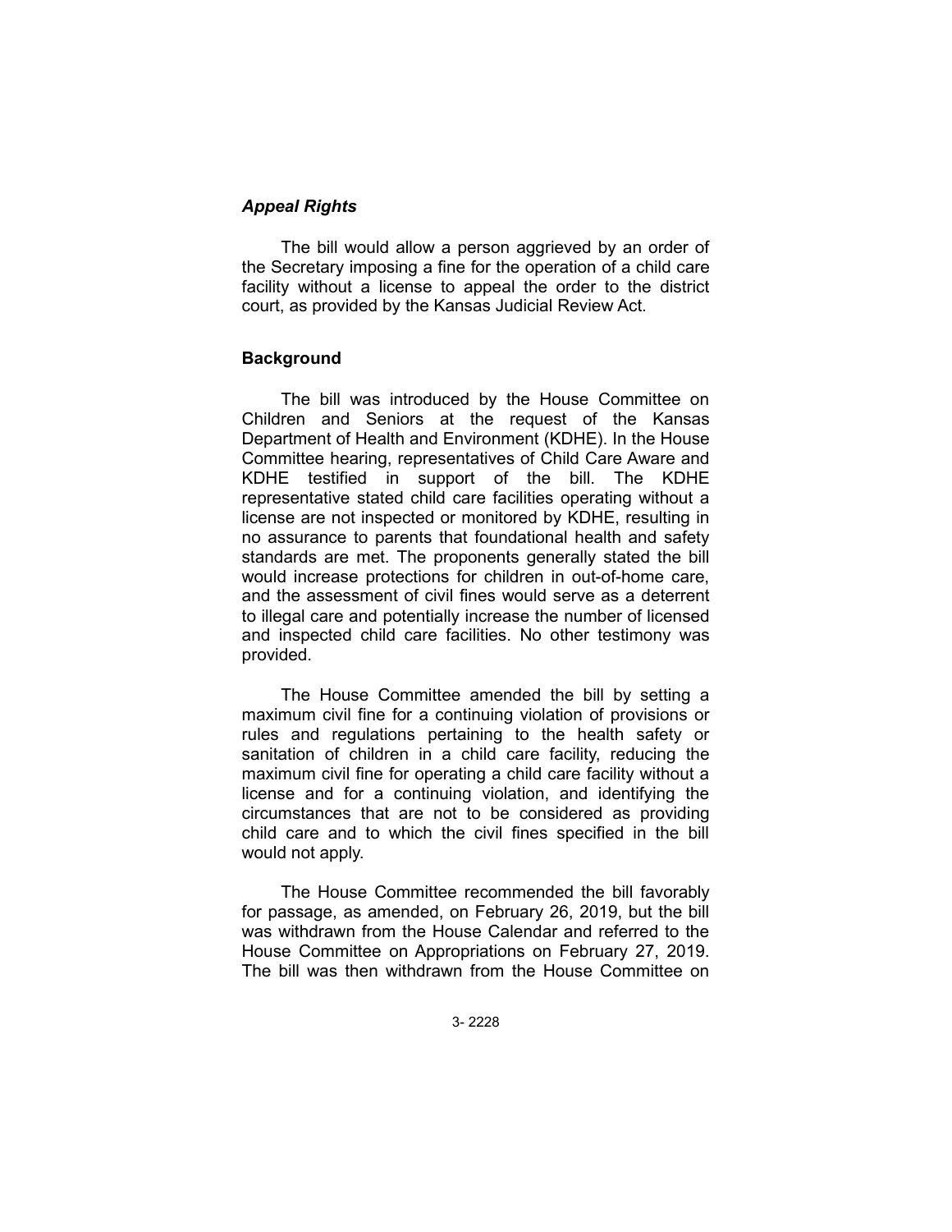### *Appeal Rights*

The bill would allow a person aggrieved by an order of the Secretary imposing a fine for the operation of a child care facility without a license to appeal the order to the district court, as provided by the Kansas Judicial Review Act.

## Background

The bill was introduced by the House Committee on Children and Seniors at the request of the Kansas Department of Health and Environment (KDHE). In the House Committee hearing, representatives of Child Care Aware and KDHE testified in support of the bill. The KDHE representative stated child care facilities operating without a license are not inspected or monitored by KDHE, resulting in no assurance to parents that foundational health and safety standards are met. The proponents generally stated the bill would increase protections for children in out-of-home care, and the assessment of civil fines would serve as a deterrent to illegal care and potentially increase the number of licensed and inspected child care facilities. No other testimony was provided.

The House Committee amended the bill by setting a maximum civil fine for a continuing violation of provisions or rules and regulations pertaining to the health safety or sanitation of children in a child care facility, reducing the maximum civil fine for operating a child care facility without a license and for a continuing violation, and identifying the circumstances that are not to be considered as providing child care and to which the civil fines specified in the bill would not apply.

The House Committee recommended the bill favorably for passage, as amended, on February 26, 2019, but the bill was withdrawn from the House Calendar and referred to the House Committee on Appropriations on February 27, 2019. The bill was then withdrawn from the House Committee on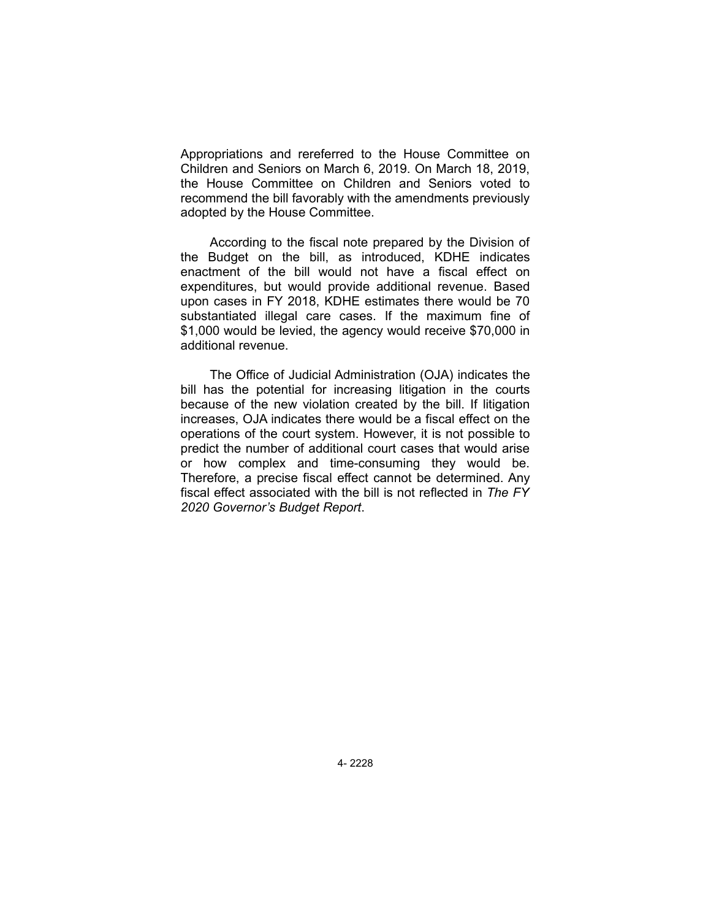Appropriations and rereferred to the House Committee on Children and Seniors on March 6, 2019. On March 18, 2019, the House Committee on Children and Seniors voted to recommend the bill favorably with the amendments previously adopted by the House Committee.

According to the fiscal note prepared by the Division of the Budget on the bill, as introduced, KDHE indicates enactment of the bill would not have a fiscal effect on expenditures, but would provide additional revenue. Based upon cases in FY 2018, KDHE estimates there would be 70 substantiated illegal care cases. If the maximum fine of $1,000 would be levied, the agency would receive $70,000 in additional revenue.

The Office of Judicial Administration (OJA) indicates the bill has the potential for increasing litigation in the courts because of the new violation created by the bill. If litigation increases, OJA indicates there would be a fiscal effect on the operations of the court system. However, it is not possible to predict the number of additional court cases that would arise or how complex and time-consuming they would be. Therefore, a precise fiscal effect cannot be determined. Any fiscal effect associated with the bill is not reflected in *The FY 2020 Governor's Budget Report*.